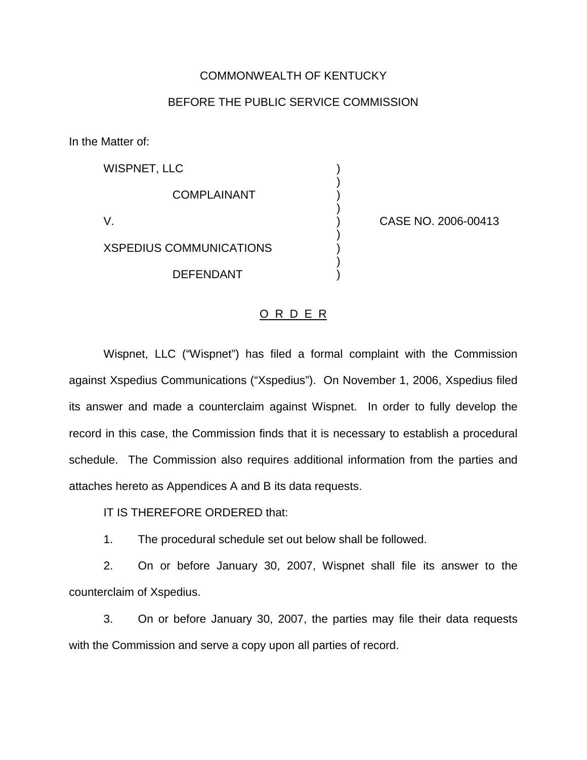COMMONWEALTH OF KENTUCKY

BEFORE THE PUBLIC SERVICE COMMISSION

In the Matter of:

| | | |
|---|---|---|
| WISPNET, LLC<br><br>COMPLAINANT<br><br>V.<br><br>XSPEDIUS COMMUNICATIONS<br><br>DEFENDANT | ) | CASE NO. 2006-00413 |

O R D E R

Wispnet, LLC ("Wispnet") has filed a formal complaint with the Commission against Xspedius Communications ("Xspedius"). On November 1, 2006, Xspedius filed its answer and made a counterclaim against Wispnet. In order to fully develop the record in this case, the Commission finds that it is necessary to establish a procedural schedule. The Commission also requires additional information from the parties and attaches hereto as Appendices A and B its data requests.

IT IS THEREFORE ORDERED that:

1. The procedural schedule set out below shall be followed.

2. On or before January 30, 2007, Wispnet shall file its answer to the counterclaim of Xspedius.

3. On or before January 30, 2007, the parties may file their data requests with the Commission and serve a copy upon all parties of record.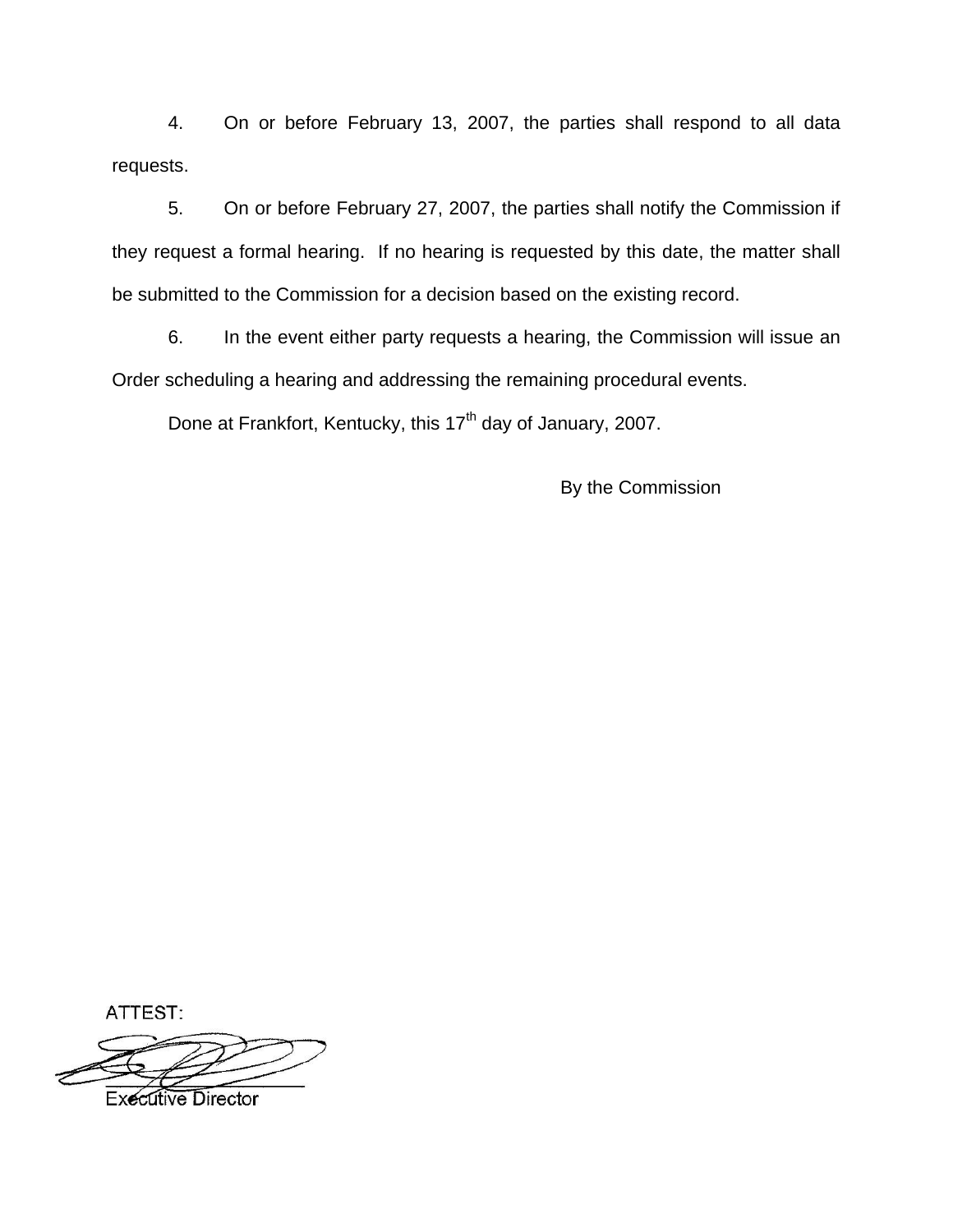4. On or before February 13, 2007, the parties shall respond to all data requests.

5. On or before February 27, 2007, the parties shall notify the Commission if they request a formal hearing. If no hearing is requested by this date, the matter shall be submitted to the Commission for a decision based on the existing record.

6. In the event either party requests a hearing, the Commission will issue an Order scheduling a hearing and addressing the remaining procedural events.

Done at Frankfort, Kentucky, this 17th day of January, 2007.

By the Commission

ATTEST:

Executive Director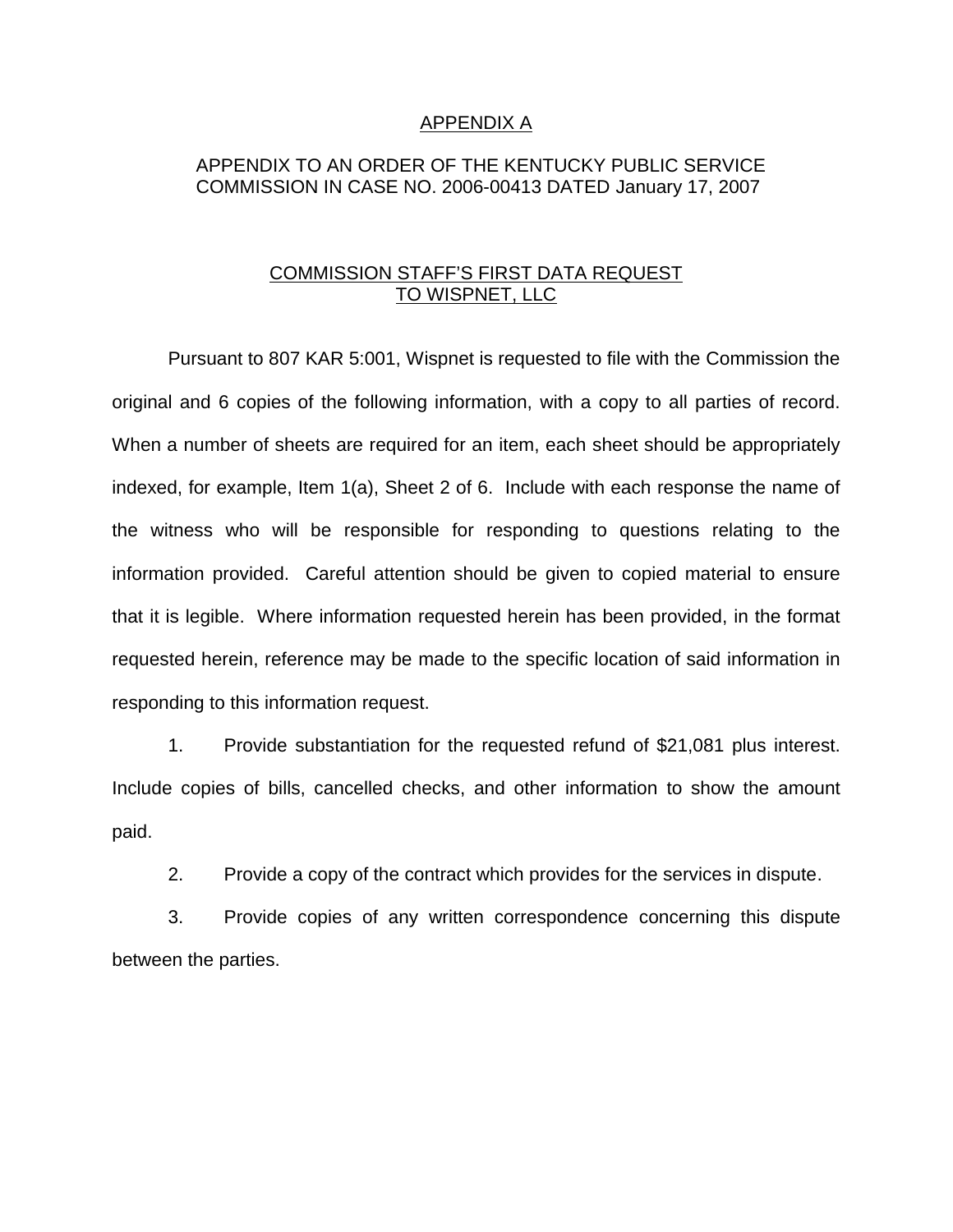APPENDIX A

APPENDIX TO AN ORDER OF THE KENTUCKY PUBLIC SERVICE COMMISSION IN CASE NO. 2006-00413 DATED January 17, 2007

COMMISSION STAFF'S FIRST DATA REQUEST
TO WISPNET, LLC

Pursuant to 807 KAR 5:001, Wispnet is requested to file with the Commission the original and 6 copies of the following information, with a copy to all parties of record. When a number of sheets are required for an item, each sheet should be appropriately indexed, for example, Item 1(a), Sheet 2 of 6. Include with each response the name of the witness who will be responsible for responding to questions relating to the information provided. Careful attention should be given to copied material to ensure that it is legible. Where information requested herein has been provided, in the format requested herein, reference may be made to the specific location of said information in responding to this information request.

1. Provide substantiation for the requested refund of $21,081 plus interest. Include copies of bills, cancelled checks, and other information to show the amount paid.

2. Provide a copy of the contract which provides for the services in dispute.

3. Provide copies of any written correspondence concerning this dispute between the parties.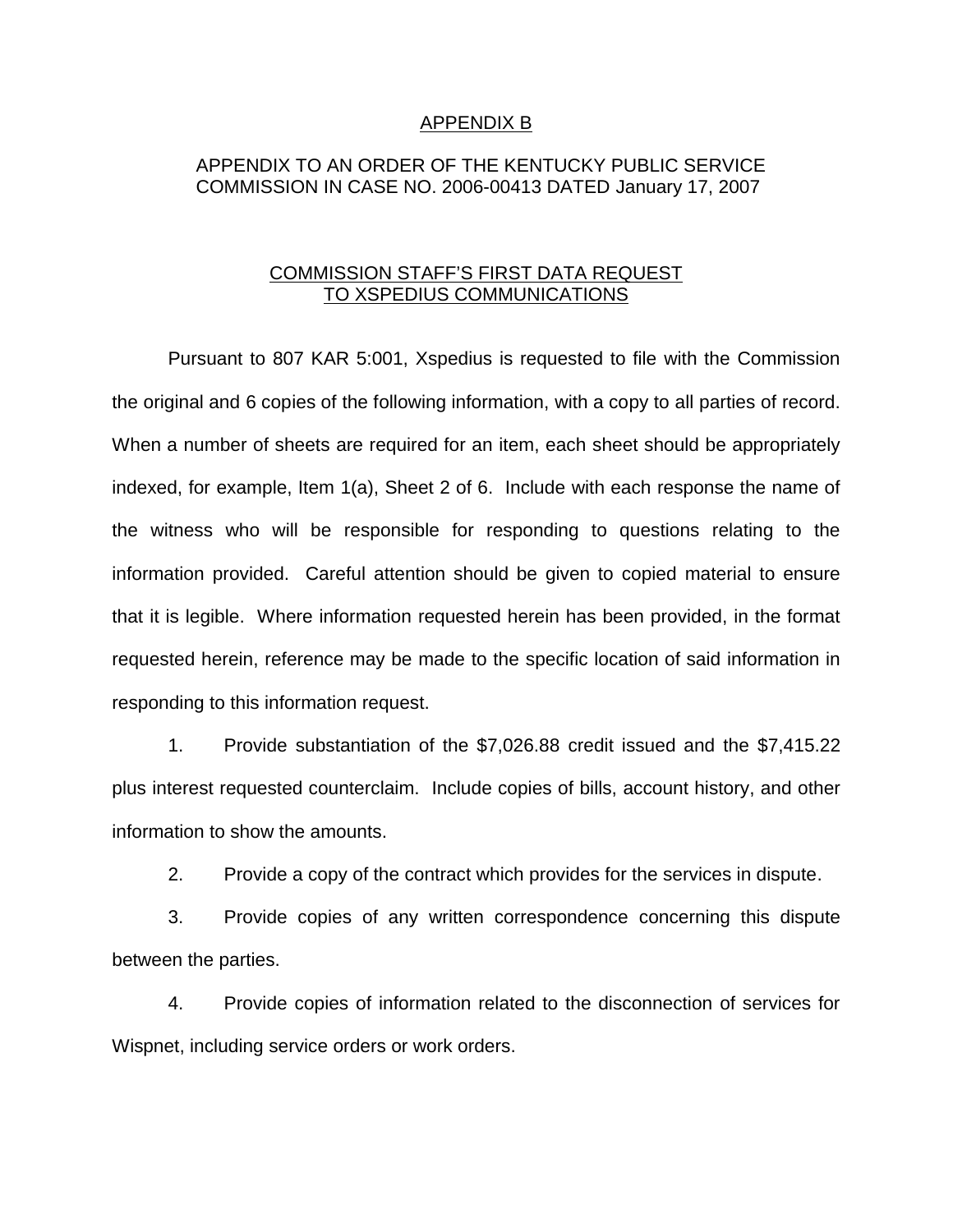# APPENDIX B

## APPENDIX TO AN ORDER OF THE KENTUCKY PUBLIC SERVICE COMMISSION IN CASE NO. 2006-00413 DATED January 17, 2007

## COMMISSION STAFF'S FIRST DATA REQUEST TO XSPEDIUS COMMUNICATIONS

Pursuant to 807 KAR 5:001, Xspedius is requested to file with the Commission the original and 6 copies of the following information, with a copy to all parties of record. When a number of sheets are required for an item, each sheet should be appropriately indexed, for example, Item 1(a), Sheet 2 of 6. Include with each response the name of the witness who will be responsible for responding to questions relating to the information provided. Careful attention should be given to copied material to ensure that it is legible. Where information requested herein has been provided, in the format requested herein, reference may be made to the specific location of said information in responding to this information request.

1. Provide substantiation of the $7,026.88 credit issued and the $7,415.22 plus interest requested counterclaim. Include copies of bills, account history, and other information to show the amounts.

2. Provide a copy of the contract which provides for the services in dispute.

3. Provide copies of any written correspondence concerning this dispute between the parties.

4. Provide copies of information related to the disconnection of services for Wispnet, including service orders or work orders.